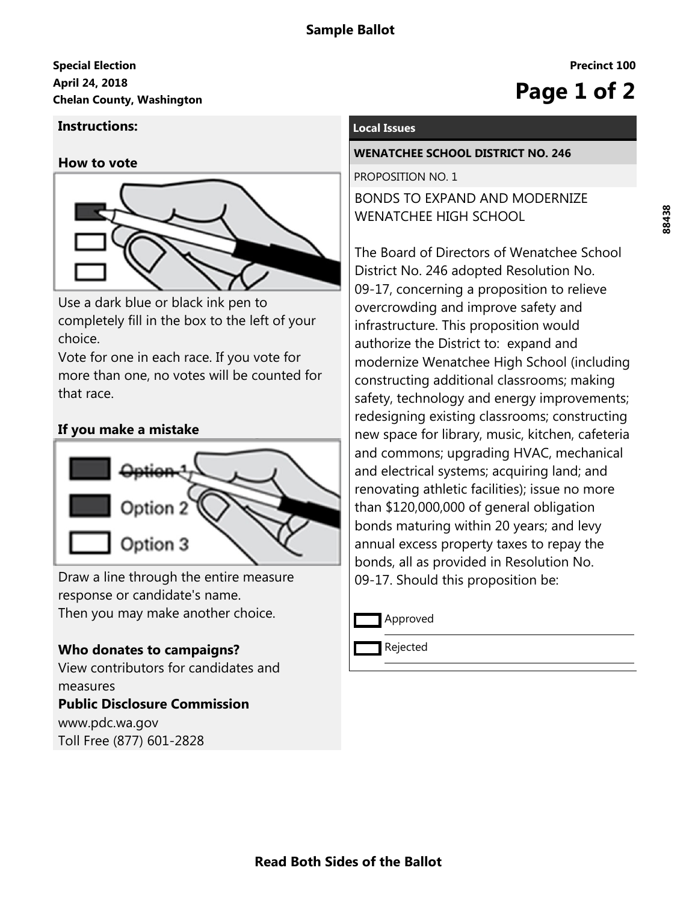# Sample Ballot

**Special Election**
**April 24, 2018**
**Chelan County, Washington**

**Precinct 100**

## Instructions:

### How to vote

Use a dark blue or black ink pen to completely fill in the box to the left of your choice.
Vote for one in each race. If you vote for more than one, no votes will be counted for that race.

### If you make a mistake

Draw a line through the entire measure response or candidate's name.
Then you may make another choice.

### Who donates to campaigns?

View contributors for candidates and measures
**Public Disclosure Commission**
www.pdc.wa.gov
Toll Free (877) 601-2828

## Local Issues

### WENATCHEE SCHOOL DISTRICT NO. 246

PROPOSITION NO. 1

BONDS TO EXPAND AND MODERNIZE WENATCHEE HIGH SCHOOL

The Board of Directors of Wenatchee School District No. 246 adopted Resolution No. 09-17, concerning a proposition to relieve overcrowding and improve safety and infrastructure. This proposition would authorize the District to: expand and modernize Wenatchee High School (including constructing additional classrooms; making safety, technology and energy improvements; redesigning existing classrooms; constructing new space for library, music, kitchen, cafeteria and commons; upgrading HVAC, mechanical and electrical systems; acquiring land; and renovating athletic facilities); issue no more than $120,000,000 of general obligation bonds maturing within 20 years; and levy annual excess property taxes to repay the bonds, all as provided in Resolution No. 09-17. Should this proposition be:

- ☐ Approved
- ☐ Rejected

88438

**Read Both Sides of the Ballot**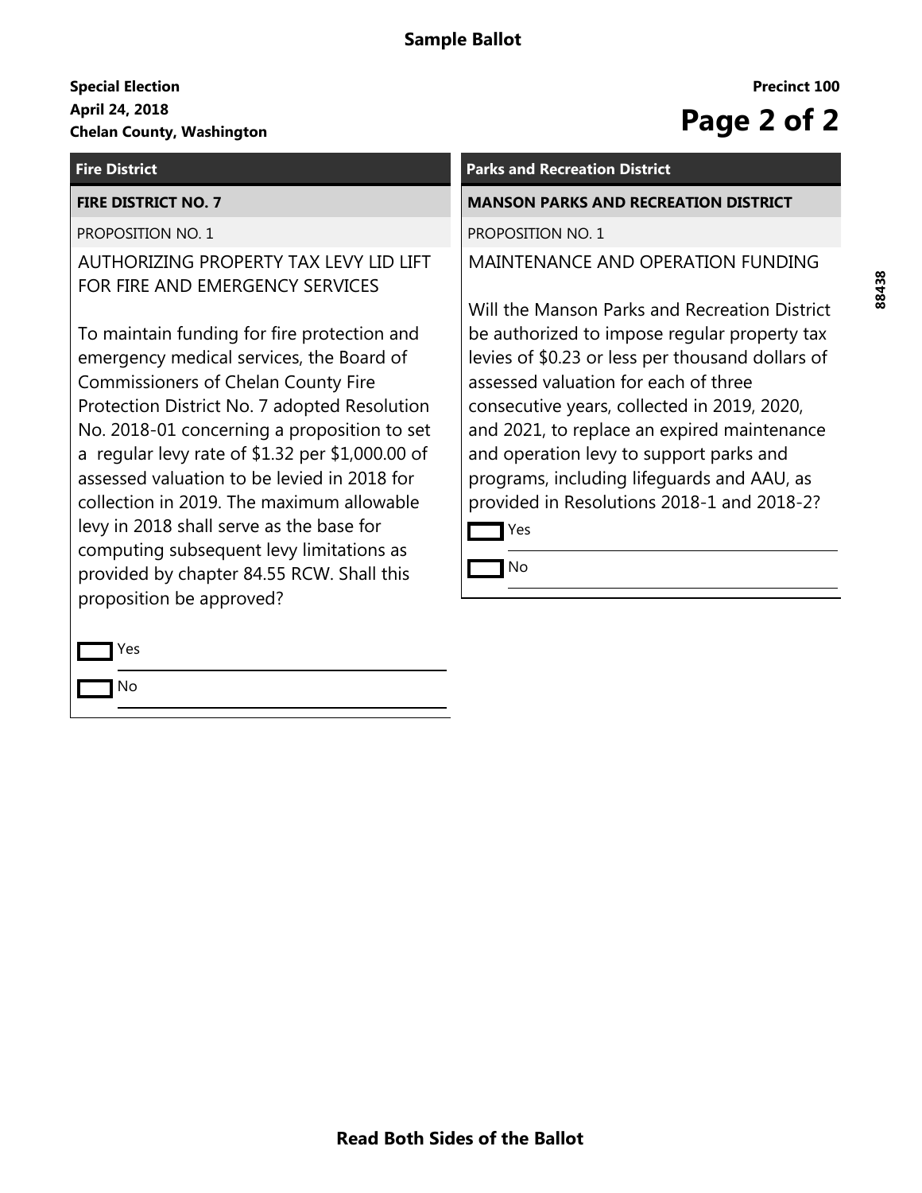**Sample Ballot**

**Special Election**
**April 24, 2018**
**Chelan County, Washington**

**Precinct 100**

## Fire District

### FIRE DISTRICT NO. 7

PROPOSITION NO. 1

AUTHORIZING PROPERTY TAX LEVY LID LIFT FOR FIRE AND EMERGENCY SERVICES

To maintain funding for fire protection and emergency medical services, the Board of Commissioners of Chelan County Fire Protection District No. 7 adopted Resolution No. 2018-01 concerning a proposition to set a regular levy rate of $1.32 per $1,000.00 of assessed valuation to be levied in 2018 for collection in 2019. The maximum allowable levy in 2018 shall serve as the base for computing subsequent levy limitations as provided by chapter 84.55 RCW. Shall this proposition be approved?

- [ ] Yes
- [ ] No

## Parks and Recreation District

### MANSON PARKS AND RECREATION DISTRICT

PROPOSITION NO. 1

MAINTENANCE AND OPERATION FUNDING

Will the Manson Parks and Recreation District be authorized to impose regular property tax levies of $0.23 or less per thousand dollars of assessed valuation for each of three consecutive years, collected in 2019, 2020, and 2021, to replace an expired maintenance and operation levy to support parks and programs, including lifeguards and AAU, as provided in Resolutions 2018-1 and 2018-2?

- [ ] Yes
- [ ] No

88438

**Read Both Sides of the Ballot**